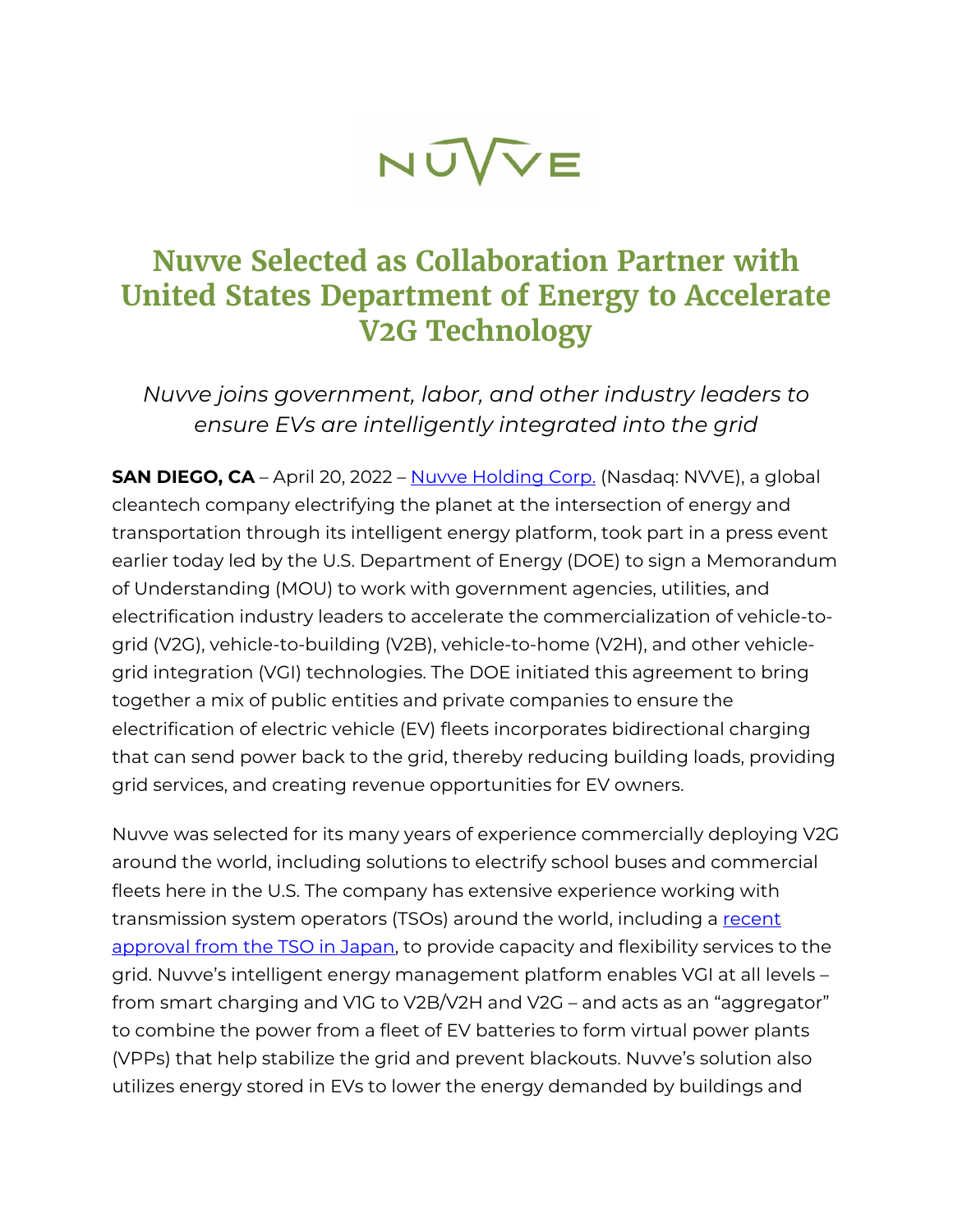NUVVE

# Nuvve Selected as Collaboration Partner with United States Department of Energy to Accelerate V2G Technology

*Nuvve joins government, labor, and other industry leaders to ensure EVs are intelligently integrated into the grid*

**SAN DIEGO, CA** – April 20, 2022 – Nuvve Holding Corp. (Nasdaq: NVVE), a global cleantech company electrifying the planet at the intersection of energy and transportation through its intelligent energy platform, took part in a press event earlier today led by the U.S. Department of Energy (DOE) to sign a Memorandum of Understanding (MOU) to work with government agencies, utilities, and electrification industry leaders to accelerate the commercialization of vehicle-to-grid (V2G), vehicle-to-building (V2B), vehicle-to-home (V2H), and other vehicle-grid integration (VGI) technologies. The DOE initiated this agreement to bring together a mix of public entities and private companies to ensure the electrification of electric vehicle (EV) fleets incorporates bidirectional charging that can send power back to the grid, thereby reducing building loads, providing grid services, and creating revenue opportunities for EV owners.

Nuvve was selected for its many years of experience commercially deploying V2G around the world, including solutions to electrify school buses and commercial fleets here in the U.S. The company has extensive experience working with transmission system operators (TSOs) around the world, including a recent approval from the TSO in Japan, to provide capacity and flexibility services to the grid. Nuvve's intelligent energy management platform enables VGI at all levels – from smart charging and V1G to V2B/V2H and V2G – and acts as an "aggregator" to combine the power from a fleet of EV batteries to form virtual power plants (VPPs) that help stabilize the grid and prevent blackouts. Nuvve's solution also utilizes energy stored in EVs to lower the energy demanded by buildings and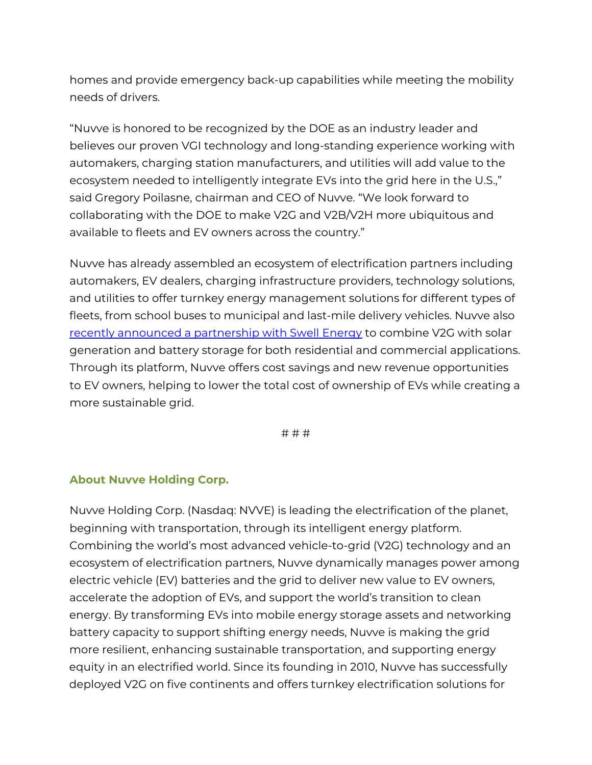homes and provide emergency back-up capabilities while meeting the mobility needs of drivers.

"Nuvve is honored to be recognized by the DOE as an industry leader and believes our proven VGI technology and long-standing experience working with automakers, charging station manufacturers, and utilities will add value to the ecosystem needed to intelligently integrate EVs into the grid here in the U.S.," said Gregory Poilasne, chairman and CEO of Nuvve. "We look forward to collaborating with the DOE to make V2G and V2B/V2H more ubiquitous and available to fleets and EV owners across the country."

Nuvve has already assembled an ecosystem of electrification partners including automakers, EV dealers, charging infrastructure providers, technology solutions, and utilities to offer turnkey energy management solutions for different types of fleets, from school buses to municipal and last-mile delivery vehicles. Nuvve also recently announced a partnership with Swell Energy to combine V2G with solar generation and battery storage for both residential and commercial applications. Through its platform, Nuvve offers cost savings and new revenue opportunities to EV owners, helping to lower the total cost of ownership of EVs while creating a more sustainable grid.

# # #

## About Nuvve Holding Corp.

Nuvve Holding Corp. (Nasdaq: NVVE) is leading the electrification of the planet, beginning with transportation, through its intelligent energy platform. Combining the world's most advanced vehicle-to-grid (V2G) technology and an ecosystem of electrification partners, Nuvve dynamically manages power among electric vehicle (EV) batteries and the grid to deliver new value to EV owners, accelerate the adoption of EVs, and support the world's transition to clean energy. By transforming EVs into mobile energy storage assets and networking battery capacity to support shifting energy needs, Nuvve is making the grid more resilient, enhancing sustainable transportation, and supporting energy equity in an electrified world. Since its founding in 2010, Nuvve has successfully deployed V2G on five continents and offers turnkey electrification solutions for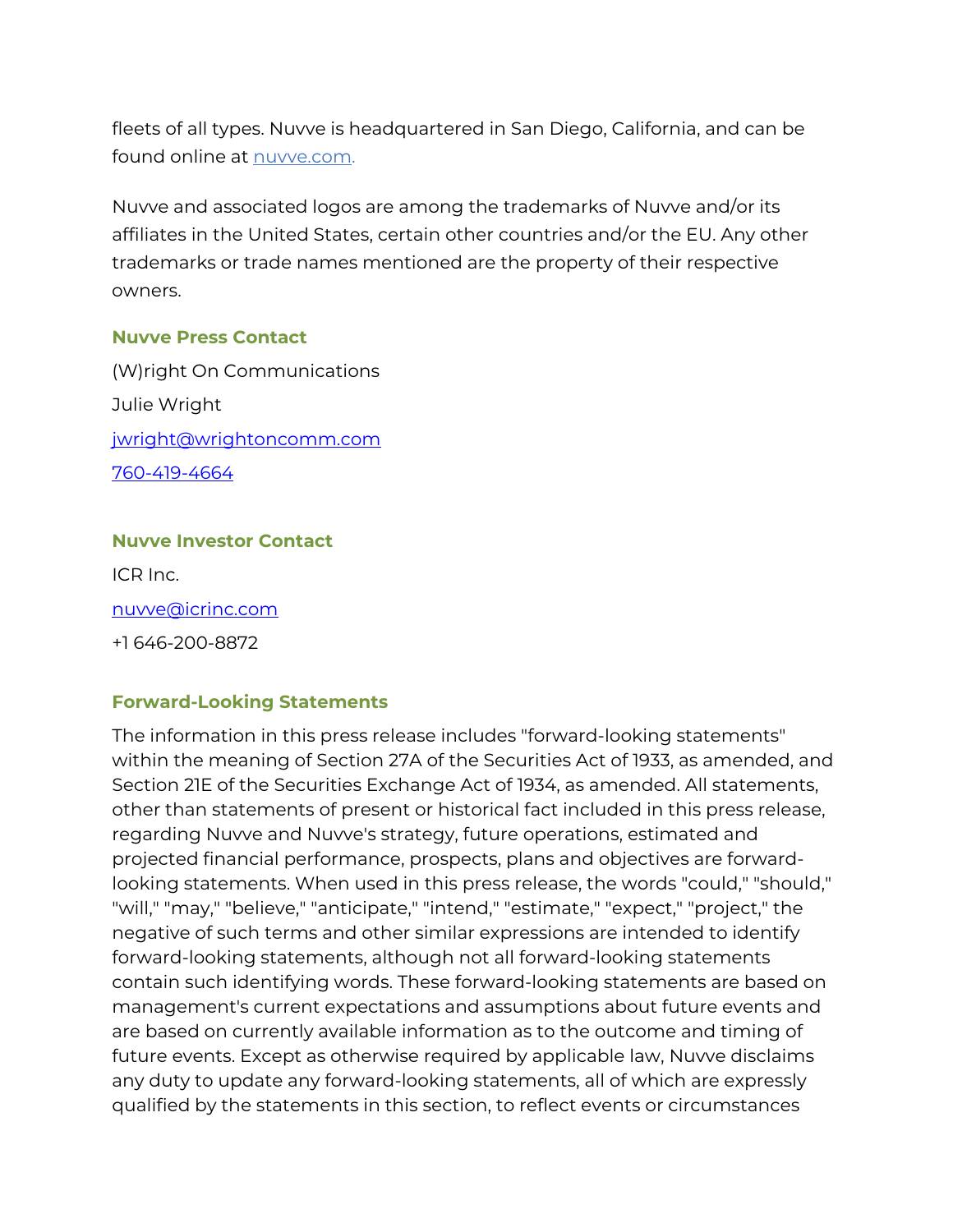fleets of all types. Nuvve is headquartered in San Diego, California, and can be found online at [nuvve.com.](nuvve.com)

Nuvve and associated logos are among the trademarks of Nuvve and/or its affiliates in the United States, certain other countries and/or the EU. Any other trademarks or trade names mentioned are the property of their respective owners.

**Nuvve Press Contact**

(W)right On Communications

Julie Wright

jwright@wrightoncomm.com

760-419-4664

**Nuvve Investor Contact**

ICR Inc.

nuvve@icrinc.com

+1 646-200-8872

**Forward-Looking Statements**

The information in this press release includes "forward-looking statements" within the meaning of Section 27A of the Securities Act of 1933, as amended, and Section 21E of the Securities Exchange Act of 1934, as amended. All statements, other than statements of present or historical fact included in this press release, regarding Nuvve and Nuvve's strategy, future operations, estimated and projected financial performance, prospects, plans and objectives are forward-looking statements. When used in this press release, the words "could," "should," "will," "may," "believe," "anticipate," "intend," "estimate," "expect," "project," the negative of such terms and other similar expressions are intended to identify forward-looking statements, although not all forward-looking statements contain such identifying words. These forward-looking statements are based on management's current expectations and assumptions about future events and are based on currently available information as to the outcome and timing of future events. Except as otherwise required by applicable law, Nuvve disclaims any duty to update any forward-looking statements, all of which are expressly qualified by the statements in this section, to reflect events or circumstances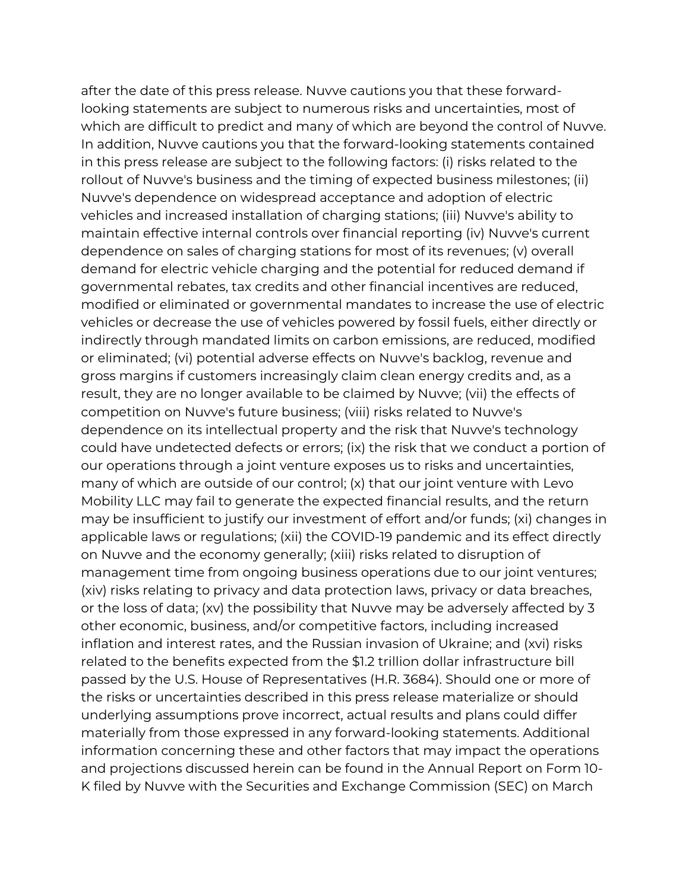after the date of this press release. Nuvve cautions you that these forward-looking statements are subject to numerous risks and uncertainties, most of which are difficult to predict and many of which are beyond the control of Nuvve. In addition, Nuvve cautions you that the forward-looking statements contained in this press release are subject to the following factors: (i) risks related to the rollout of Nuvve's business and the timing of expected business milestones; (ii) Nuvve's dependence on widespread acceptance and adoption of electric vehicles and increased installation of charging stations; (iii) Nuvve's ability to maintain effective internal controls over financial reporting (iv) Nuvve's current dependence on sales of charging stations for most of its revenues; (v) overall demand for electric vehicle charging and the potential for reduced demand if governmental rebates, tax credits and other financial incentives are reduced, modified or eliminated or governmental mandates to increase the use of electric vehicles or decrease the use of vehicles powered by fossil fuels, either directly or indirectly through mandated limits on carbon emissions, are reduced, modified or eliminated; (vi) potential adverse effects on Nuvve's backlog, revenue and gross margins if customers increasingly claim clean energy credits and, as a result, they are no longer available to be claimed by Nuvve; (vii) the effects of competition on Nuvve's future business; (viii) risks related to Nuvve's dependence on its intellectual property and the risk that Nuvve's technology could have undetected defects or errors; (ix) the risk that we conduct a portion of our operations through a joint venture exposes us to risks and uncertainties, many of which are outside of our control; (x) that our joint venture with Levo Mobility LLC may fail to generate the expected financial results, and the return may be insufficient to justify our investment of effort and/or funds; (xi) changes in applicable laws or regulations; (xii) the COVID-19 pandemic and its effect directly on Nuvve and the economy generally; (xiii) risks related to disruption of management time from ongoing business operations due to our joint ventures; (xiv) risks relating to privacy and data protection laws, privacy or data breaches, or the loss of data; (xv) the possibility that Nuvve may be adversely affected by 3 other economic, business, and/or competitive factors, including increased inflation and interest rates, and the Russian invasion of Ukraine; and (xvi) risks related to the benefits expected from the $1.2 trillion dollar infrastructure bill passed by the U.S. House of Representatives (H.R. 3684). Should one or more of the risks or uncertainties described in this press release materialize or should underlying assumptions prove incorrect, actual results and plans could differ materially from those expressed in any forward-looking statements. Additional information concerning these and other factors that may impact the operations and projections discussed herein can be found in the Annual Report on Form 10-K filed by Nuvve with the Securities and Exchange Commission (SEC) on March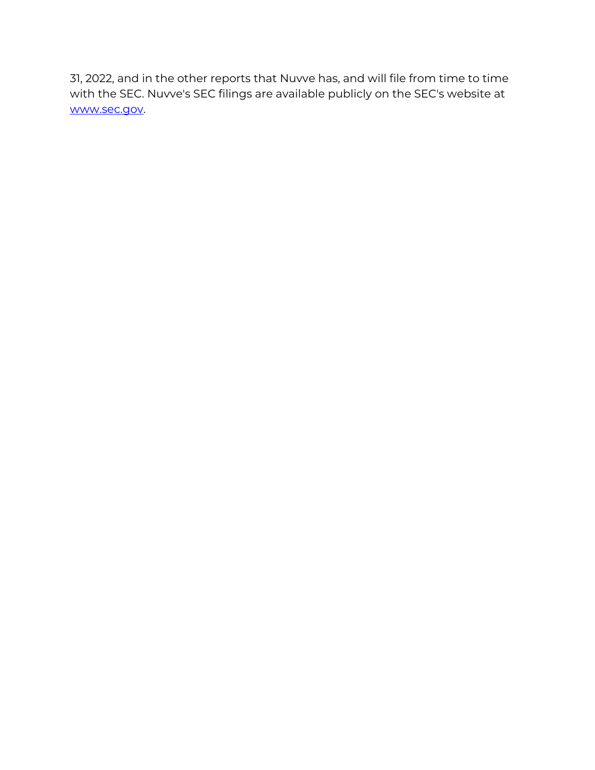31, 2022, and in the other reports that Nuvve has, and will file from time to time with the SEC. Nuvve's SEC filings are available publicly on the SEC's website at [www.sec.gov](http://www.sec.gov).